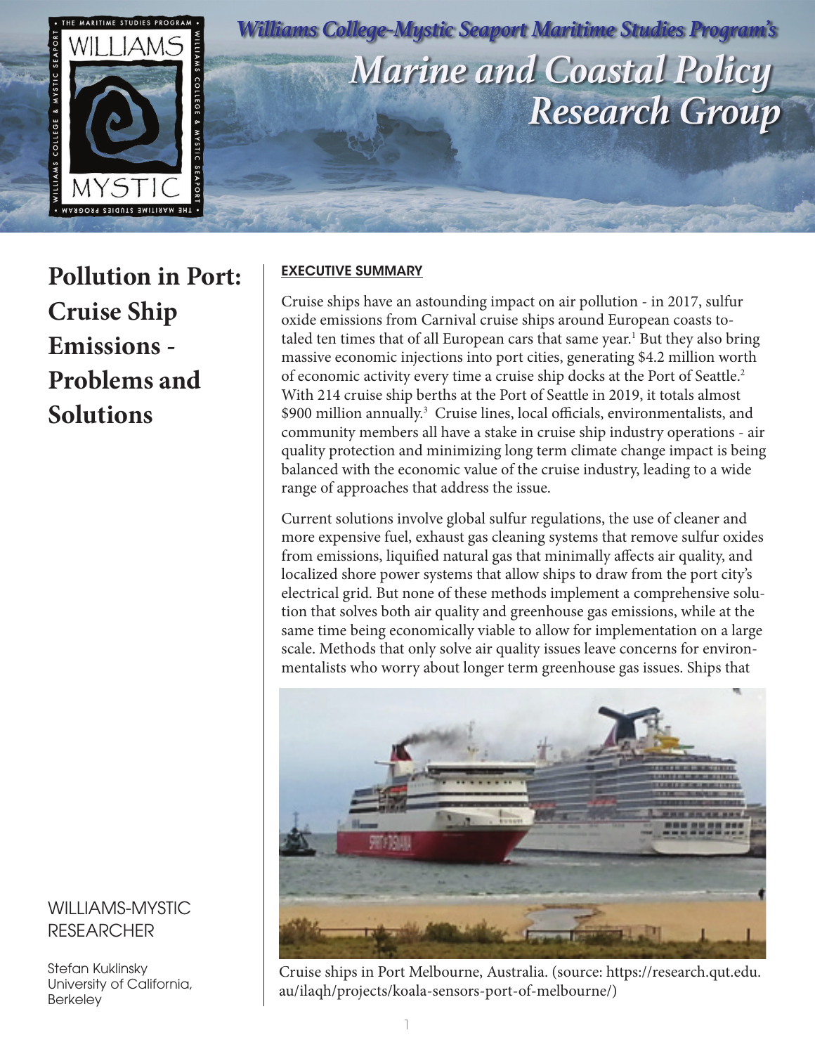*Williams College-Mystic Seaport Maritime Studies Program's*

# *Marine and Coastal Policy Research Group*

# Pollution in Port: Cruise Ship Emissions - Problems and Solutions

WILLIAMS-MYSTIC RESEARCHER

Stefan Kuklinsky
University of California, Berkeley

## EXECUTIVE SUMMARY

Cruise ships have an astounding impact on air pollution - in 2017, sulfur oxide emissions from Carnival cruise ships around European coasts totaled ten times that of all European cars that same year.[1] But they also bring massive economic injections into port cities, generating $4.2 million worth of economic activity every time a cruise ship docks at the Port of Seattle.[2] With 214 cruise ship berths at the Port of Seattle in 2019, it totals almost $900 million annually.[3] Cruise lines, local officials, environmentalists, and community members all have a stake in cruise ship industry operations - air quality protection and minimizing long term climate change impact is being balanced with the economic value of the cruise industry, leading to a wide range of approaches that address the issue.

Current solutions involve global sulfur regulations, the use of cleaner and more expensive fuel, exhaust gas cleaning systems that remove sulfur oxides from emissions, liquified natural gas that minimally affects air quality, and localized shore power systems that allow ships to draw from the port city's electrical grid. But none of these methods implement a comprehensive solution that solves both air quality and greenhouse gas emissions, while at the same time being economically viable to allow for implementation on a large scale. Methods that only solve air quality issues leave concerns for environmentalists who worry about longer term greenhouse gas issues. Ships that

Cruise ships in Port Melbourne, Australia. (source: https://research.qut.edu.au/ilaqh/projects/koala-sensors-port-of-melbourne/)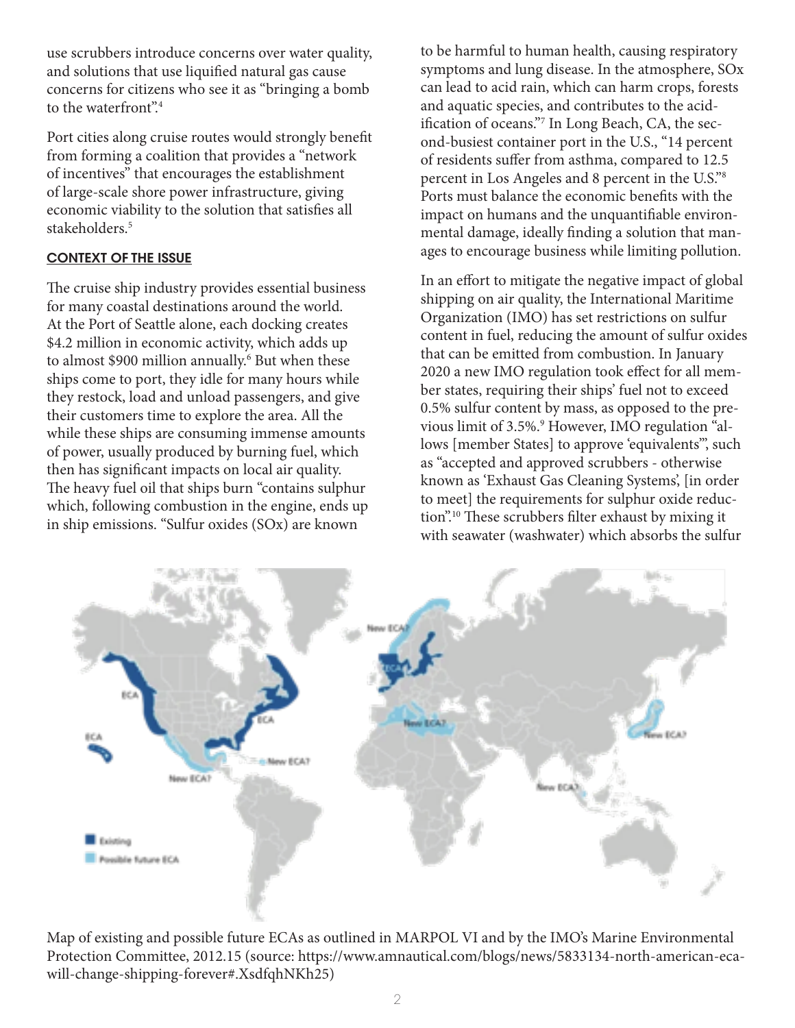use scrubbers introduce concerns over water quality, and solutions that use liquified natural gas cause concerns for citizens who see it as "bringing a bomb to the waterfront".[4]

Port cities along cruise routes would strongly benefit from forming a coalition that provides a "network of incentives" that encourages the establishment of large-scale shore power infrastructure, giving economic viability to the solution that satisfies all stakeholders.[5]

## CONTEXT OF THE ISSUE

The cruise ship industry provides essential business for many coastal destinations around the world. At the Port of Seattle alone, each docking creates $4.2 million in economic activity, which adds up to almost $900 million annually.[6] But when these ships come to port, they idle for many hours while they restock, load and unload passengers, and give their customers time to explore the area. All the while these ships are consuming immense amounts of power, usually produced by burning fuel, which then has significant impacts on local air quality. The heavy fuel oil that ships burn "contains sulphur which, following combustion in the engine, ends up in ship emissions. "Sulfur oxides (SOx) are known to be harmful to human health, causing respiratory symptoms and lung disease. In the atmosphere, SOx can lead to acid rain, which can harm crops, forests and aquatic species, and contributes to the acidification of oceans."[7] In Long Beach, CA, the second-busiest container port in the U.S., "14 percent of residents suffer from asthma, compared to 12.5 percent in Los Angeles and 8 percent in the U.S."[8] Ports must balance the economic benefits with the impact on humans and the unquantifiable environmental damage, ideally finding a solution that manages to encourage business while limiting pollution.

In an effort to mitigate the negative impact of global shipping on air quality, the International Maritime Organization (IMO) has set restrictions on sulfur content in fuel, reducing the amount of sulfur oxides that can be emitted from combustion. In January 2020 a new IMO regulation took effect for all member states, requiring their ships' fuel not to exceed 0.5% sulfur content by mass, as opposed to the previous limit of 3.5%.[9] However, IMO regulation "allows [member States] to approve 'equivalents'", such as "accepted and approved scrubbers - otherwise known as 'Exhaust Gas Cleaning Systems', [in order to meet] the requirements for sulphur oxide reduction".[10] These scrubbers filter exhaust by mixing it with seawater (washwater) which absorbs the sulfur

Map of existing and possible future ECAs as outlined in MARPOL VI and by the IMO's Marine Environmental Protection Committee, 2012.15 (source: https://www.amnautical.com/blogs/news/5833134-north-american-eca-will-change-shipping-forever#.XsdfqhNKh25)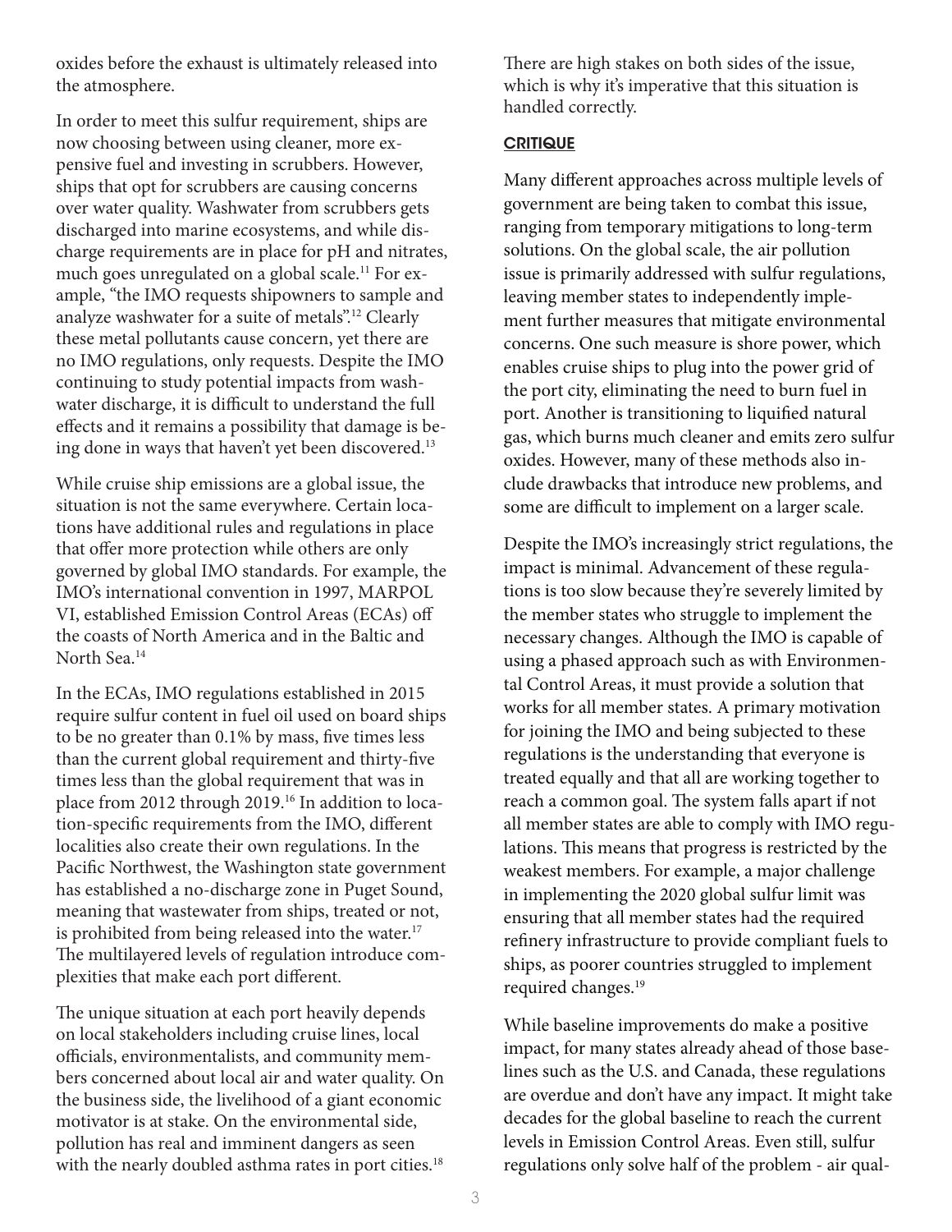oxides before the exhaust is ultimately released into the atmosphere.

In order to meet this sulfur requirement, ships are now choosing between using cleaner, more expensive fuel and investing in scrubbers. However, ships that opt for scrubbers are causing concerns over water quality. Washwater from scrubbers gets discharged into marine ecosystems, and while discharge requirements are in place for pH and nitrates, much goes unregulated on a global scale.[11] For example, "the IMO requests shipowners to sample and analyze washwater for a suite of metals".[12] Clearly these metal pollutants cause concern, yet there are no IMO regulations, only requests. Despite the IMO continuing to study potential impacts from washwater discharge, it is difficult to understand the full effects and it remains a possibility that damage is being done in ways that haven't yet been discovered.[13]

While cruise ship emissions are a global issue, the situation is not the same everywhere. Certain locations have additional rules and regulations in place that offer more protection while others are only governed by global IMO standards. For example, the IMO's international convention in 1997, MARPOL VI, established Emission Control Areas (ECAs) off the coasts of North America and in the Baltic and North Sea.[14]

In the ECAs, IMO regulations established in 2015 require sulfur content in fuel oil used on board ships to be no greater than 0.1% by mass, five times less than the current global requirement and thirty-five times less than the global requirement that was in place from 2012 through 2019.[16] In addition to location-specific requirements from the IMO, different localities also create their own regulations. In the Pacific Northwest, the Washington state government has established a no-discharge zone in Puget Sound, meaning that wastewater from ships, treated or not, is prohibited from being released into the water.[17] The multilayered levels of regulation introduce complexities that make each port different.

The unique situation at each port heavily depends on local stakeholders including cruise lines, local officials, environmentalists, and community members concerned about local air and water quality. On the business side, the livelihood of a giant economic motivator is at stake. On the environmental side, pollution has real and imminent dangers as seen with the nearly doubled asthma rates in port cities.[18]

There are high stakes on both sides of the issue, which is why it's imperative that this situation is handled correctly.

### CRITIQUE

Many different approaches across multiple levels of government are being taken to combat this issue, ranging from temporary mitigations to long-term solutions. On the global scale, the air pollution issue is primarily addressed with sulfur regulations, leaving member states to independently implement further measures that mitigate environmental concerns. One such measure is shore power, which enables cruise ships to plug into the power grid of the port city, eliminating the need to burn fuel in port. Another is transitioning to liquified natural gas, which burns much cleaner and emits zero sulfur oxides. However, many of these methods also include drawbacks that introduce new problems, and some are difficult to implement on a larger scale.

Despite the IMO's increasingly strict regulations, the impact is minimal. Advancement of these regulations is too slow because they're severely limited by the member states who struggle to implement the necessary changes. Although the IMO is capable of using a phased approach such as with Environmental Control Areas, it must provide a solution that works for all member states. A primary motivation for joining the IMO and being subjected to these regulations is the understanding that everyone is treated equally and that all are working together to reach a common goal. The system falls apart if not all member states are able to comply with IMO regulations. This means that progress is restricted by the weakest members. For example, a major challenge in implementing the 2020 global sulfur limit was ensuring that all member states had the required refinery infrastructure to provide compliant fuels to ships, as poorer countries struggled to implement required changes.[19]

While baseline improvements do make a positive impact, for many states already ahead of those baselines such as the U.S. and Canada, these regulations are overdue and don't have any impact. It might take decades for the global baseline to reach the current levels in Emission Control Areas. Even still, sulfur regulations only solve half of the problem - air qual-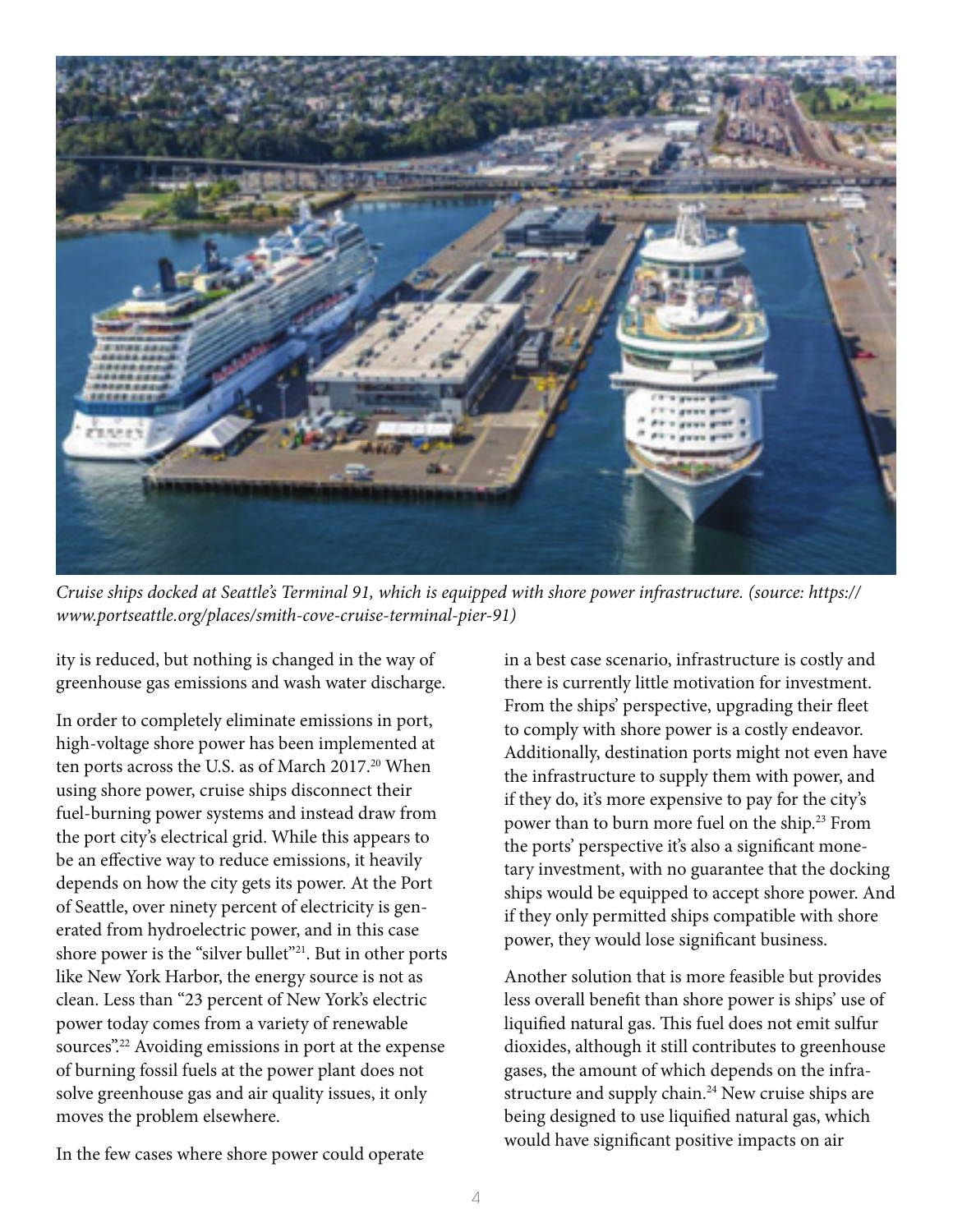*Cruise ships docked at Seattle's Terminal 91, which is equipped with shore power infrastructure. (source: https://www.portseattle.org/places/smith-cove-cruise-terminal-pier-91)*

ity is reduced, but nothing is changed in the way of greenhouse gas emissions and wash water discharge.

In order to completely eliminate emissions in port, high-voltage shore power has been implemented at ten ports across the U.S. as of March 2017.[20] When using shore power, cruise ships disconnect their fuel-burning power systems and instead draw from the port city's electrical grid. While this appears to be an effective way to reduce emissions, it heavily depends on how the city gets its power. At the Port of Seattle, over ninety percent of electricity is generated from hydroelectric power, and in this case shore power is the "silver bullet"[21]. But in other ports like New York Harbor, the energy source is not as clean. Less than "23 percent of New York's electric power today comes from a variety of renewable sources".[22] Avoiding emissions in port at the expense of burning fossil fuels at the power plant does not solve greenhouse gas and air quality issues, it only moves the problem elsewhere.

In the few cases where shore power could operate in a best case scenario, infrastructure is costly and there is currently little motivation for investment. From the ships' perspective, upgrading their fleet to comply with shore power is a costly endeavor. Additionally, destination ports might not even have the infrastructure to supply them with power, and if they do, it's more expensive to pay for the city's power than to burn more fuel on the ship.[23] From the ports' perspective it's also a significant monetary investment, with no guarantee that the docking ships would be equipped to accept shore power. And if they only permitted ships compatible with shore power, they would lose significant business.

Another solution that is more feasible but provides less overall benefit than shore power is ships' use of liquified natural gas. This fuel does not emit sulfur dioxides, although it still contributes to greenhouse gases, the amount of which depends on the infrastructure and supply chain.[24] New cruise ships are being designed to use liquified natural gas, which would have significant positive impacts on air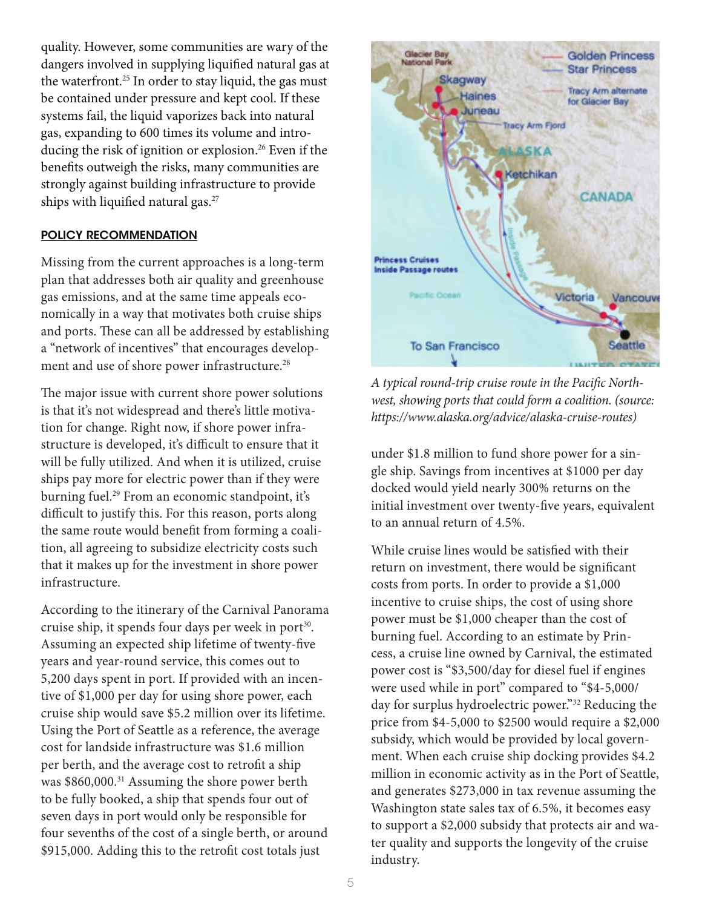quality. However, some communities are wary of the dangers involved in supplying liquified natural gas at the waterfront.[25] In order to stay liquid, the gas must be contained under pressure and kept cool. If these systems fail, the liquid vaporizes back into natural gas, expanding to 600 times its volume and introducing the risk of ignition or explosion.[26] Even if the benefits outweigh the risks, many communities are strongly against building infrastructure to provide ships with liquified natural gas.[27]

## POLICY RECOMMENDATION

Missing from the current approaches is a long-term plan that addresses both air quality and greenhouse gas emissions, and at the same time appeals economically in a way that motivates both cruise ships and ports. These can all be addressed by establishing a "network of incentives" that encourages development and use of shore power infrastructure.[28]

The major issue with current shore power solutions is that it's not widespread and there's little motivation for change. Right now, if shore power infrastructure is developed, it's difficult to ensure that it will be fully utilized. And when it is utilized, cruise ships pay more for electric power than if they were burning fuel.[29] From an economic standpoint, it's difficult to justify this. For this reason, ports along the same route would benefit from forming a coalition, all agreeing to subsidize electricity costs such that it makes up for the investment in shore power infrastructure.

According to the itinerary of the Carnival Panorama cruise ship, it spends four days per week in port[30]. Assuming an expected ship lifetime of twenty-five years and year-round service, this comes out to 5,200 days spent in port. If provided with an incentive of $1,000 per day for using shore power, each cruise ship would save $5.2 million over its lifetime. Using the Port of Seattle as a reference, the average cost for landside infrastructure was $1.6 million per berth, and the average cost to retrofit a ship was $860,000.[31] Assuming the shore power berth to be fully booked, a ship that spends four out of seven days in port would only be responsible for four sevenths of the cost of a single berth, or around $915,000. Adding this to the retrofit cost totals just under $1.8 million to fund shore power for a single ship. Savings from incentives at $1000 per day docked would yield nearly 300% returns on the initial investment over twenty-five years, equivalent to an annual return of 4.5%.

*A typical round-trip cruise route in the Pacific Northwest, showing ports that could form a coalition. (source: https://www.alaska.org/advice/alaska-cruise-routes)*

While cruise lines would be satisfied with their return on investment, there would be significant costs from ports. In order to provide a $1,000 incentive to cruise ships, the cost of using shore power must be $1,000 cheaper than the cost of burning fuel. According to an estimate by Princess, a cruise line owned by Carnival, the estimated power cost is "$3,500/day for diesel fuel if engines were used while in port" compared to "$4-5,000/day for surplus hydroelectric power."[32] Reducing the price from $4-5,000 to $2500 would require a $2,000 subsidy, which would be provided by local government. When each cruise ship docking provides $4.2 million in economic activity as in the Port of Seattle, and generates $273,000 in tax revenue assuming the Washington state sales tax of 6.5%, it becomes easy to support a $2,000 subsidy that protects air and water quality and supports the longevity of the cruise industry.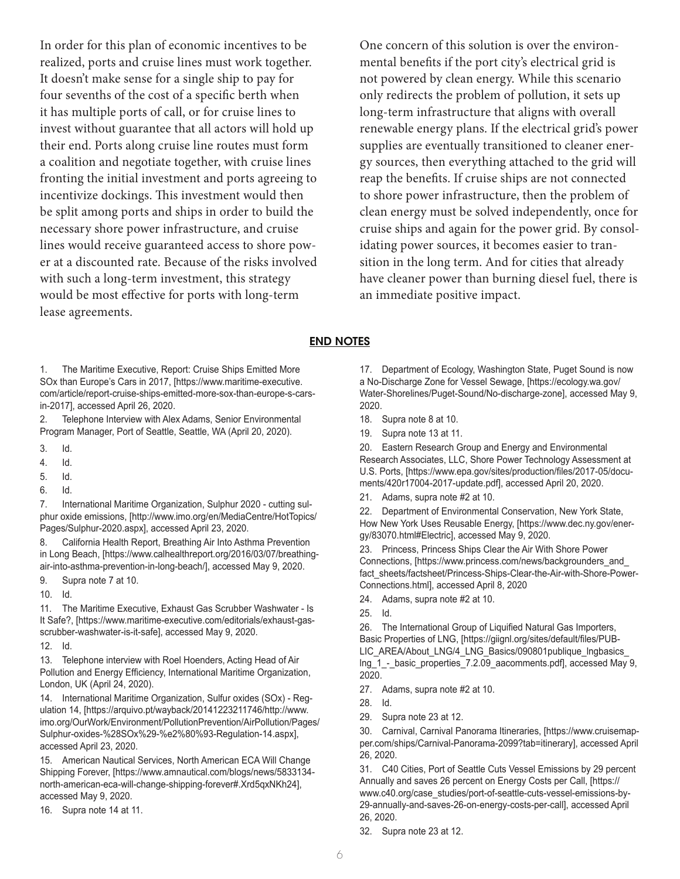In order for this plan of economic incentives to be realized, ports and cruise lines must work together. It doesn't make sense for a single ship to pay for four sevenths of the cost of a specific berth when it has multiple ports of call, or for cruise lines to invest without guarantee that all actors will hold up their end. Ports along cruise line routes must form a coalition and negotiate together, with cruise lines fronting the initial investment and ports agreeing to incentivize dockings. This investment would then be split among ports and ships in order to build the necessary shore power infrastructure, and cruise lines would receive guaranteed access to shore power at a discounted rate. Because of the risks involved with such a long-term investment, this strategy would be most effective for ports with long-term lease agreements.

One concern of this solution is over the environmental benefits if the port city's electrical grid is not powered by clean energy. While this scenario only redirects the problem of pollution, it sets up long-term infrastructure that aligns with overall renewable energy plans. If the electrical grid's power supplies are eventually transitioned to cleaner energy sources, then everything attached to the grid will reap the benefits. If cruise ships are not connected to shore power infrastructure, then the problem of clean energy must be solved independently, once for cruise ships and again for the power grid. By consolidating power sources, it becomes easier to transition in the long term. And for cities that already have cleaner power than burning diesel fuel, there is an immediate positive impact.

## END NOTES

1. The Maritime Executive, Report: Cruise Ships Emitted More SOx than Europe's Cars in 2017, [https://www.maritime-executive.com/article/report-cruise-ships-emitted-more-sox-than-europe-s-cars-in-2017], accessed April 26, 2020.
2. Telephone Interview with Alex Adams, Senior Environmental Program Manager, Port of Seattle, Seattle, WA (April 20, 2020).
3. Id.
4. Id.
5. Id.
6. Id.
7. International Maritime Organization, Sulphur 2020 - cutting sulphur oxide emissions, [http://www.imo.org/en/MediaCentre/HotTopics/Pages/Sulphur-2020.aspx], accessed April 23, 2020.
8. California Health Report, Breathing Air Into Asthma Prevention in Long Beach, [https://www.calhealthreport.org/2016/03/07/breathing-air-into-asthma-prevention-in-long-beach/], accessed May 9, 2020.
9. Supra note 7 at 10.
10. Id.
11. The Maritime Executive, Exhaust Gas Scrubber Washwater - Is It Safe?, [https://www.maritime-executive.com/editorials/exhaust-gas-scrubber-washwater-is-it-safe], accessed May 9, 2020.
12. Id.
13. Telephone interview with Roel Hoenders, Acting Head of Air Pollution and Energy Efficiency, International Maritime Organization, London, UK (April 24, 2020).
14. International Maritime Organization, Sulfur oxides (SOx) - Regulation 14, [https://arquivo.pt/wayback/20141223211746/http://www.imo.org/OurWork/Environment/PollutionPrevention/AirPollution/Pages/Sulphur-oxides-%28SOx%29-%e2%80%93-Regulation-14.aspx], accessed April 23, 2020.
15. American Nautical Services, North American ECA Will Change Shipping Forever, [https://www.amnautical.com/blogs/news/5833134-north-american-eca-will-change-shipping-forever#.Xrd5qxNKh24], accessed May 9, 2020.
16. Supra note 14 at 11.
17. Department of Ecology, Washington State, Puget Sound is now a No-Discharge Zone for Vessel Sewage, [https://ecology.wa.gov/Water-Shorelines/Puget-Sound/No-discharge-zone], accessed May 9, 2020.
18. Supra note 8 at 10.
19. Supra note 13 at 11.
20. Eastern Research Group and Energy and Environmental Research Associates, LLC, Shore Power Technology Assessment at U.S. Ports, [https://www.epa.gov/sites/production/files/2017-05/documents/420r17004-2017-update.pdf], accessed April 20, 2020.
21. Adams, supra note #2 at 10.
22. Department of Environmental Conservation, New York State, How New York Uses Reusable Energy, [https://www.dec.ny.gov/energy/83070.html#Electric], accessed May 9, 2020.
23. Princess, Princess Ships Clear the Air With Shore Power Connections, [https://www.princess.com/news/backgrounders_and_fact_sheets/factsheet/Princess-Ships-Clear-the-Air-with-Shore-Power-Connections.html], accessed April 8, 2020
24. Adams, supra note #2 at 10.
25. Id.
26. The International Group of Liquified Natural Gas Importers, Basic Properties of LNG, [https://giignl.org/sites/default/files/PUBLIC_AREA/About_LNG/4_LNG_Basics/090801publique_lngbasics_lng_1_-_basic_properties_7.2.09_aacomments.pdf], accessed May 9, 2020.
27. Adams, supra note #2 at 10.
28. Id.
29. Supra note 23 at 12.
30. Carnival, Carnival Panorama Itineraries, [https://www.cruisemapper.com/ships/Carnival-Panorama-2099?tab=itinerary], accessed April 26, 2020.
31. C40 Cities, Port of Seattle Cuts Vessel Emissions by 29 percent Annually and saves 26 percent on Energy Costs per Call, [https://www.c40.org/case_studies/port-of-seattle-cuts-vessel-emissions-by-29-annually-and-saves-26-on-energy-costs-per-call], accessed April 26, 2020.
32. Supra note 23 at 12.